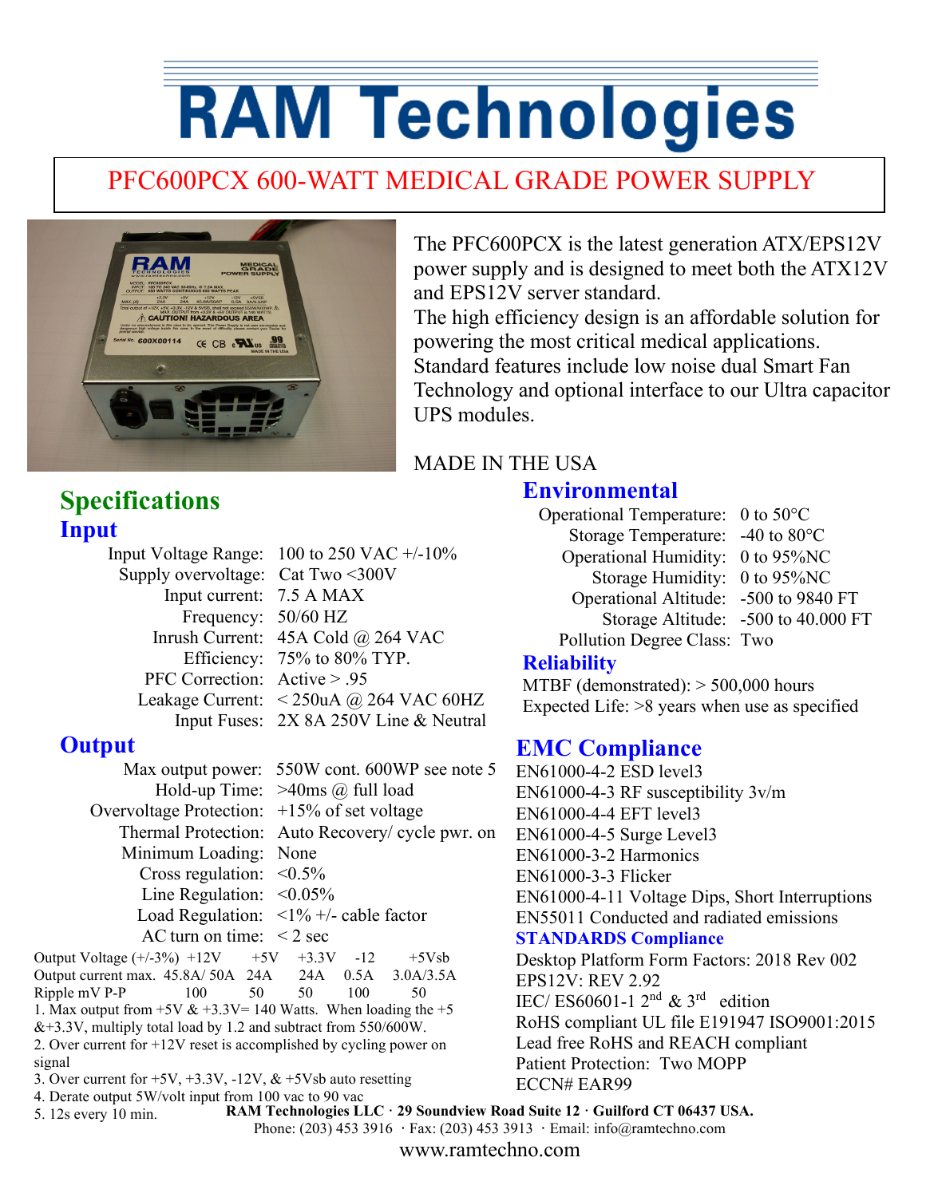# RAM Technologies

## PFC600PCX 600-WATT MEDICAL GRADE POWER SUPPLY

The PFC600PCX is the latest generation ATX/EPS12V power supply and is designed to meet both the ATX12V and EPS12V server standard.
The high efficiency design is an affordable solution for powering the most critical medical applications.
Standard features include low noise dual Smart Fan Technology and optional interface to our Ultra capacitor UPS modules.

MADE IN THE USA

## Specifications

### Input

| | |
|---|---|
| Input Voltage Range: | 100 to 250 VAC +/-10% |
| Supply overvoltage: | Cat Two <300V |
| Input current: | 7.5 A MAX |
| Frequency: | 50/60 HZ |
| Inrush Current: | 45A Cold @ 264 VAC |
| Efficiency: | 75% to 80% TYP. |
| PFC Correction: | Active > .95 |
| Leakage Current: | < 250uA @ 264 VAC 60HZ |
| Input Fuses: | 2X 8A 250V Line & Neutral |

### Output

| | |
|---|---|
| Max output power: | 550W cont. 600WP see note 5 |
| Hold-up Time: | >40ms @ full load |
| Overvoltage Protection: | +15% of set voltage |
| Thermal Protection: | Auto Recovery/ cycle pwr. on |
| Minimum Loading: | None |
| Cross regulation: | <0.5% |
| Line Regulation: | <0.05% |
| Load Regulation: | <1% +/- cable factor |
| AC turn on time: | < 2 sec |

| Output Voltage (+/-3%) | +12V | +5V | +3.3V | -12 | +5Vsb |
|---|---|---|---|---|---|
| Output current max. | 45.8A/ 50A | 24A | 24A | 0.5A | 3.0A/3.5A |
| Ripple mV P-P | 100 | 50 | 50 | 100 | 50 |

1. Max output from +5V & +3.3V= 140 Watts. When loading the +5 &+3.3V, multiply total load by 1.2 and subtract from 550/600W.
2. Over current for +12V reset is accomplished by cycling power on signal
3. Over current for +5V, +3.3V, -12V, & +5Vsb auto resetting
4. Derate output 5W/volt input from 100 vac to 90 vac
5. 12s every 10 min.

### Environmental

| | |
|---|---|
| Operational Temperature: | 0 to 50°C |
| Storage Temperature: | -40 to 80°C |
| Operational Humidity: | 0 to 95%NC |
| Storage Humidity: | 0 to 95%NC |
| Operational Altitude: | -500 to 9840 FT |
| Storage Altitude: | -500 to 40.000 FT |
| Pollution Degree Class: | Two |

### Reliability

MTBF (demonstrated): > 500,000 hours
Expected Life: >8 years when use as specified

### EMC Compliance

EN61000-4-2 ESD level3
EN61000-4-3 RF susceptibility 3v/m
EN61000-4-4 EFT level3
EN61000-4-5 Surge Level3
EN61000-3-2 Harmonics
EN61000-3-3 Flicker
EN61000-4-11 Voltage Dips, Short Interruptions
EN55011 Conducted and radiated emissions

### STANDARDS Compliance

Desktop Platform Form Factors: 2018 Rev 002
EPS12V: REV 2.92
IEC/ ES60601-1 2nd & 3rd edition
RoHS compliant UL file E191947 ISO9001:2015
Lead free RoHS and REACH compliant
Patient Protection: Two MOPP
ECCN# EAR99

**RAM Technologies LLC · 29 Soundview Road Suite 12 · Guilford CT 06437 USA.**
Phone: (203) 453 3916 · Fax: (203) 453 3913 · Email: info@ramtechno.com
www.ramtechno.com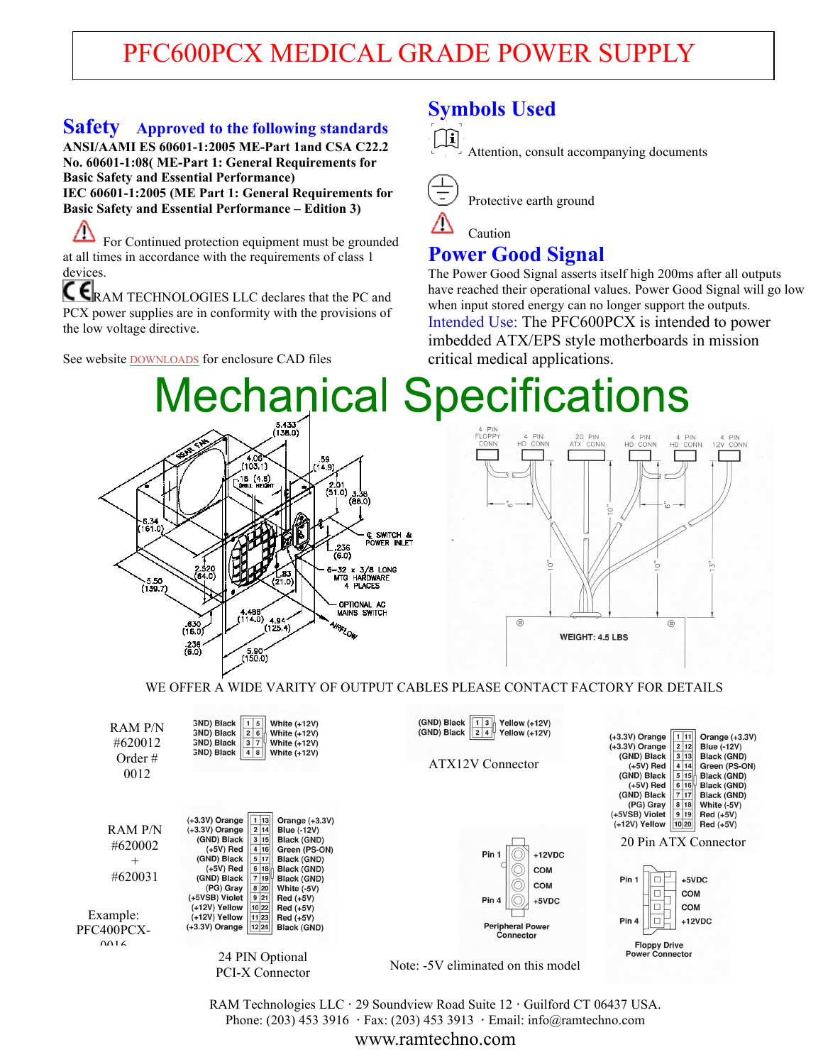# PFC600PCX MEDICAL GRADE POWER SUPPLY

## Safety Approved to the following standards

**ANSI/AAMI ES 60601-1:2005 ME-Part 1and CSA C22.2 No. 60601-1:08( ME-Part 1: General Requirements for Basic Safety and Essential Performance)**
**IEC 60601-1:2005 (ME Part 1: General Requirements for Basic Safety and Essential Performance – Edition 3)**

For Continued protection equipment must be grounded at all times in accordance with the requirements of class 1 devices.

CE RAM TECHNOLOGIES LLC declares that the PC and PCX power supplies are in conformity with the provisions of the low voltage directive.

See website DOWNLOADS for enclosure CAD files

## Symbols Used

Attention, consult accompanying documents

Protective earth ground

Caution

## Power Good Signal

The Power Good Signal asserts itself high 200ms after all outputs have reached their operational values. Power Good Signal will go low when input stored energy can no longer support the outputs.

Intended Use: The PFC600PCX is intended to power imbedded ATX/EPS style motherboards in mission critical medical applications.

# Mechanical Specifications

5.433 (138.0)
REAR FAN
4.06 (103.1)
.59 (14.9)
.18 (4.6) DRILL HEIGHT
2.01 (51.0)
3.38 (86.0)
6.34 (161.0)
℄ SWITCH & POWER INLET
.236 (6.0)
2.520 (64.0)
.83 (21.0)
6-32 x 3/8 LONG MTG HARDWARE 4 PLACES
5.50 (139.7)
OPTIONAL AC MAINS SWITCH
4.488 (114.0)
4.94 (125.4)
.630 (16.0)
AIRFLOW
.236 (6.0)
5.90 (150.0)

4 PIN FLOPPY CONN
4 PIN HD CONN
20 PIN ATX CONN
4 PIN HD CONN
4 PIN HD CONN
4 PIN 12V CONN
6"
10"
6"
10"
10"
13"
WEIGHT: 4.5 LBS

WE OFFER A WIDE VARITY OF OUTPUT CABLES PLEASE CONTACT FACTORY FOR DETAILS

RAM P/N #620012 Order # 0012

| | | | |
|---|---|---|---|
| (GND) Black | 1 | 5 | White (+12V) |
| (GND) Black | 2 | 6 | White (+12V) |
| (GND) Black | 3 | 7 | White (+12V) |
| (GND) Black | 4 | 8 | White (+12V) |

ATX12V Connector

| | | | |
|---|---|---|---|
| (GND) Black | 1 | 3 | Yellow (+12V) |
| (GND) Black | 2 | 4 | Yellow (+12V) |

20 Pin ATX Connector

| | | | |
|---|---|---|---|
| (+3.3V) Orange | 1 | 11 | Orange (+3.3V) |
| (+3.3V) Orange | 2 | 12 | Blue (-12V) |
| (GND) Black | 3 | 13 | Black (GND) |
| (+5V) Red | 4 | 14 | Green (PS-ON) |
| (GND) Black | 5 | 15 | Black (GND) |
| (+5V) Red | 6 | 16 | Black (GND) |
| (GND) Black | 7 | 17 | Black (GND) |
| (PG) Gray | 8 | 18 | White (-5V) |
| (+5VSB) Violet | 9 | 19 | Red (+5V) |
| (+12V) Yellow | 10 | 20 | Red (+5V) |

RAM P/N #620002 + #620031

Example: PFC400PCX-0016

24 PIN Optional PCI-X Connector

| | | | |
|---|---|---|---|
| (+3.3V) Orange | 1 | 13 | Orange (+3.3V) |
| (+3.3V) Orange | 2 | 14 | Blue (-12V) |
| (GND) Black | 3 | 15 | Black (GND) |
| (+5V) Red | 4 | 16 | Green (PS-ON) |
| (GND) Black | 5 | 17 | Black (GND) |
| (+5V) Red | 6 | 18 | Black (GND) |
| (GND) Black | 7 | 19 | Black (GND) |
| (PG) Gray | 8 | 20 | White (-5V) |
| (+5VSB) Violet | 9 | 21 | Red (+5V) |
| (+12V) Yellow | 10 | 22 | Red (+5V) |
| (+12V) Yellow | 11 | 23 | Red (+5V) |
| (+3.3V) Orange | 12 | 24 | Black (GND) |

Peripheral Power Connector

Pin 1 +12VDC
COM
COM
Pin 4 +5VDC

Floppy Drive Power Connector

Pin 1 +5VDC
COM
COM
Pin 4 +12VDC

Note: -5V eliminated on this model

RAM Technologies LLC · 29 Soundview Road Suite 12 · Guilford CT 06437 USA.
Phone: (203) 453 3916 · Fax: (203) 453 3913 · Email: info@ramtechno.com
www.ramtechno.com